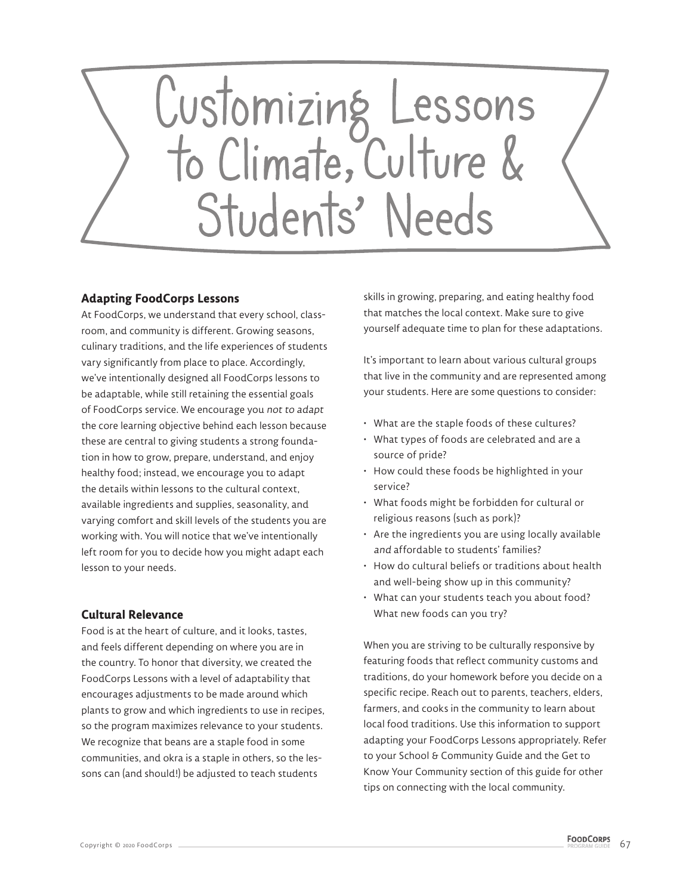# Customizing Lessons to Climate, Culture & Students' Needs

## Adapting FoodCorps Lessons

At FoodCorps, we understand that every school, classroom, and community is different. Growing seasons, culinary traditions, and the life experiences of students vary significantly from place to place. Accordingly, we've intentionally designed all FoodCorps lessons to be adaptable, while still retaining the essential goals of FoodCorps service. We encourage you *not to adapt* the core learning objective behind each lesson because these are central to giving students a strong foundation in how to grow, prepare, understand, and enjoy healthy food; instead, we encourage you to adapt the details within lessons to the cultural context, available ingredients and supplies, seasonality, and varying comfort and skill levels of the students you are working with. You will notice that we've intentionally left room for you to decide how you might adapt each lesson to your needs.

## Cultural Relevance

Food is at the heart of culture, and it looks, tastes, and feels different depending on where you are in the country. To honor that diversity, we created the FoodCorps Lessons with a level of adaptability that encourages adjustments to be made around which plants to grow and which ingredients to use in recipes, so the program maximizes relevance to your students. We recognize that beans are a staple food in some communities, and okra is a staple in others, so the lessons can (and should!) be adjusted to teach students skills in growing, preparing, and eating healthy food that matches the local context. Make sure to give yourself adequate time to plan for these adaptations.

It's important to learn about various cultural groups that live in the community and are represented among your students. Here are some questions to consider:

- What are the staple foods of these cultures?
- What types of foods are celebrated and are a source of pride?
- How could these foods be highlighted in your service?
- What foods might be forbidden for cultural or religious reasons (such as pork)?
- Are the ingredients you are using locally available *and* affordable to students' families?
- How do cultural beliefs or traditions about health and well-being show up in this community?
- What can your students teach you about food? What new foods can you try?

When you are striving to be culturally responsive by featuring foods that reflect community customs and traditions, do your homework before you decide on a specific recipe. Reach out to parents, teachers, elders, farmers, and cooks in the community to learn about local food traditions. Use this information to support adapting your FoodCorps Lessons appropriately. Refer to your School & Community Guide and the Get to Know Your Community section of this guide for other tips on connecting with the local community.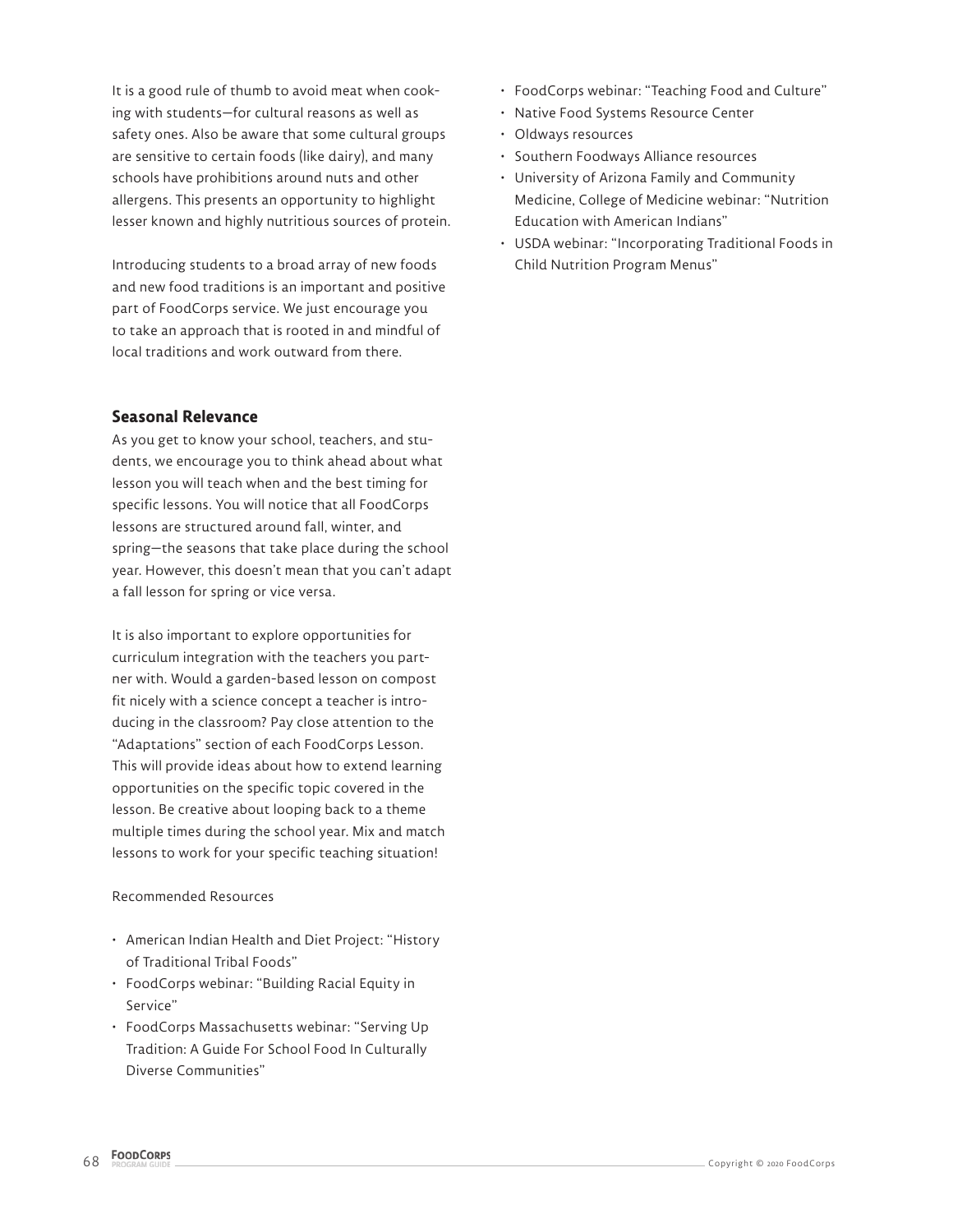It is a good rule of thumb to avoid meat when cooking with students—for cultural reasons as well as safety ones. Also be aware that some cultural groups are sensitive to certain foods (like dairy), and many schools have prohibitions around nuts and other allergens. This presents an opportunity to highlight lesser known and highly nutritious sources of protein.

Introducing students to a broad array of new foods and new food traditions is an important and positive part of FoodCorps service. We just encourage you to take an approach that is rooted in and mindful of local traditions and work outward from there.

### Seasonal Relevance

As you get to know your school, teachers, and students, we encourage you to think ahead about what lesson you will teach when and the best timing for specific lessons. You will notice that all FoodCorps lessons are structured around fall, winter, and spring—the seasons that take place during the school year. However, this doesn't mean that you can't adapt a fall lesson for spring or vice versa.

It is also important to explore opportunities for curriculum integration with the teachers you partner with. Would a garden-based lesson on compost fit nicely with a science concept a teacher is introducing in the classroom? Pay close attention to the "Adaptations" section of each FoodCorps Lesson. This will provide ideas about how to extend learning opportunities on the specific topic covered in the lesson. Be creative about looping back to a theme multiple times during the school year. Mix and match lessons to work for your specific teaching situation!

Recommended Resources

- American Indian Health and Diet Project: "History of Traditional Tribal Foods"
- FoodCorps webinar: "Building Racial Equity in Service"
- FoodCorps Massachusetts webinar: "Serving Up Tradition: A Guide For School Food In Culturally Diverse Communities"
- FoodCorps webinar: "Teaching Food and Culture"
- Native Food Systems Resource Center
- Oldways resources
- Southern Foodways Alliance resources
- University of Arizona Family and Community Medicine, College of Medicine webinar: "Nutrition Education with American Indians"
- USDA webinar: "Incorporating Traditional Foods in Child Nutrition Program Menus"